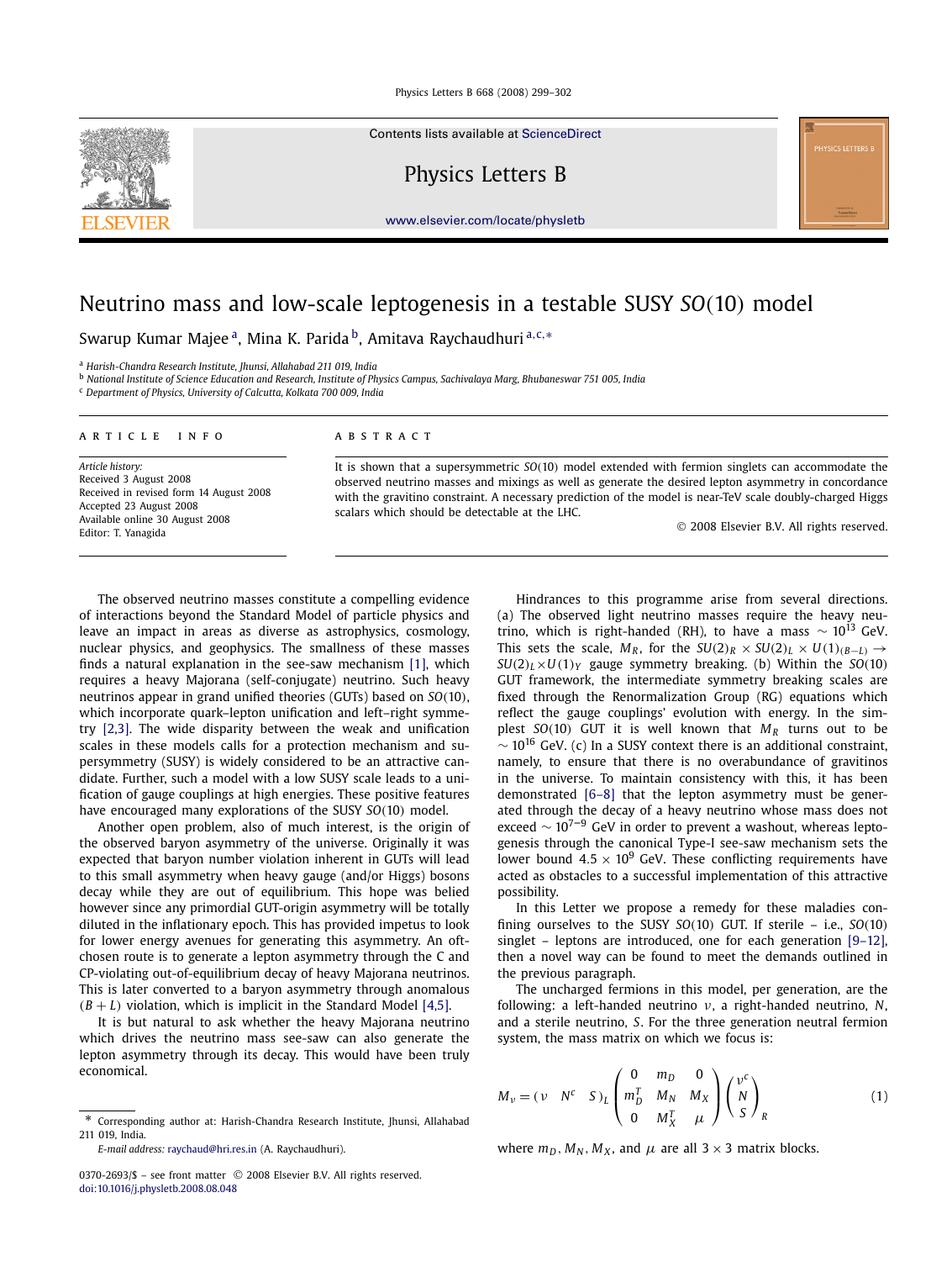# Neutrino mass and low-scale leptogenesis in a testable SUSY $SO(10)$ model

Swarup Kumar Majee [a], Mina K. Parida [b], Amitava Raychaudhuri [a,c,*]

[a] Harish-Chandra Research Institute, Jhunsi, Allahabad 211 019, India

[b] National Institute of Science Education and Research, Institute of Physics Campus, Sachivalaya Marg, Bhubaneswar 751 005, India

[c] Department of Physics, University of Calcutta, Kolkata 700 009, India

## ARTICLE INFO

*Article history:*
Received 3 August 2008
Received in revised form 14 August 2008
Accepted 23 August 2008
Available online 30 August 2008
Editor: T. Yanagida

## ABSTRACT

It is shown that a supersymmetric $SO(10)$ model extended with fermion singlets can accommodate the observed neutrino masses and mixings as well as generate the desired lepton asymmetry in concordance with the gravitino constraint. A necessary prediction of the model is near-TeV scale doubly-charged Higgs scalars which should be detectable at the LHC.

© 2008 Elsevier B.V. All rights reserved.

The observed neutrino masses constitute a compelling evidence of interactions beyond the Standard Model of particle physics and leave an impact in areas as diverse as astrophysics, cosmology, nuclear physics, and geophysics. The smallness of these masses finds a natural explanation in the see-saw mechanism [1], which requires a heavy Majorana (self-conjugate) neutrino. Such heavy neutrinos appear in grand unified theories (GUTs) based on $SO(10)$, which incorporate quark–lepton unification and left–right symmetry [2,3]. The wide disparity between the weak and unification scales in these models calls for a protection mechanism and supersymmetry (SUSY) is widely considered to be an attractive candidate. Further, such a model with a low SUSY scale leads to a unification of gauge couplings at high energies. These positive features have encouraged many explorations of the SUSY $SO(10)$ model.

Another open problem, also of much interest, is the origin of the observed baryon asymmetry of the universe. Originally it was expected that baryon number violation inherent in GUTs will lead to this small asymmetry when heavy gauge (and/or Higgs) bosons decay while they are out of equilibrium. This hope was belied however since any primordial GUT-origin asymmetry will be totally diluted in the inflationary epoch. This has provided impetus to look for lower energy avenues for generating this asymmetry. An oft-chosen route is to generate a lepton asymmetry through the C and CP-violating out-of-equilibrium decay of heavy Majorana neutrinos. This is later converted to a baryon asymmetry through anomalous $(B + L)$ violation, which is implicit in the Standard Model [4,5].

It is but natural to ask whether the heavy Majorana neutrino which drives the neutrino mass see-saw can also generate the lepton asymmetry through its decay. This would have been truly economical.

Hindrances to this programme arise from several directions. (a) The observed light neutrino masses require the heavy neutrino, which is right-handed (RH), to have a mass $\sim 10^{13}$ GeV. This sets the scale, $M_R$, for the $SU(2)_R \times SU(2)_L \times U(1)_{(B-L)} \to SU(2)_L \times U(1)_Y$ gauge symmetry breaking. (b) Within the $SO(10)$ GUT framework, the intermediate symmetry breaking scales are fixed through the Renormalization Group (RG) equations which reflect the gauge couplings' evolution with energy. In the simplest $SO(10)$ GUT it is well known that $M_R$ turns out to be $\sim 10^{16}$ GeV. (c) In a SUSY context there is an additional constraint, namely, to ensure that there is no overabundance of gravitinos in the universe. To maintain consistency with this, it has been demonstrated [6–8] that the lepton asymmetry must be generated through the decay of a heavy neutrino whose mass does not exceed $\sim 10^{7-9}$ GeV in order to prevent a washout, whereas leptogenesis through the canonical Type-I see-saw mechanism sets the lower bound $4.5 \times 10^9$ GeV. These conflicting requirements have acted as obstacles to a successful implementation of this attractive possibility.

In this Letter we propose a remedy for these maladies confining ourselves to the SUSY $SO(10)$ GUT. If sterile – i.e., $SO(10)$ singlet – leptons are introduced, one for each generation [9–12], then a novel way can be found to meet the demands outlined in the previous paragraph.

The uncharged fermions in this model, per generation, are the following: a left-handed neutrino $\nu$, a right-handed neutrino, $N$, and a sterile neutrino, $S$. For the three generation neutral fermion system, the mass matrix on which we focus is:

$$M_\nu = (\nu \quad N^c \quad S)_L \begin{pmatrix} 0 & m_D & 0 \\ m_D^T & M_N & M_X \\ 0 & M_X^T & \mu \end{pmatrix} \begin{pmatrix} \nu^c \\ N \\ S \end{pmatrix}_R \tag{1}$$

where $m_D$, $M_N$, $M_X$, and $\mu$ are all $3 \times 3$ matrix blocks.

* Corresponding author at: Harish-Chandra Research Institute, Jhunsi, Allahabad 211 019, India.
*E-mail address:* raychaud@hri.res.in (A. Raychaudhuri).

0370-2693/$ – see front matter © 2008 Elsevier B.V. All rights reserved.
doi:10.1016/j.physletb.2008.08.048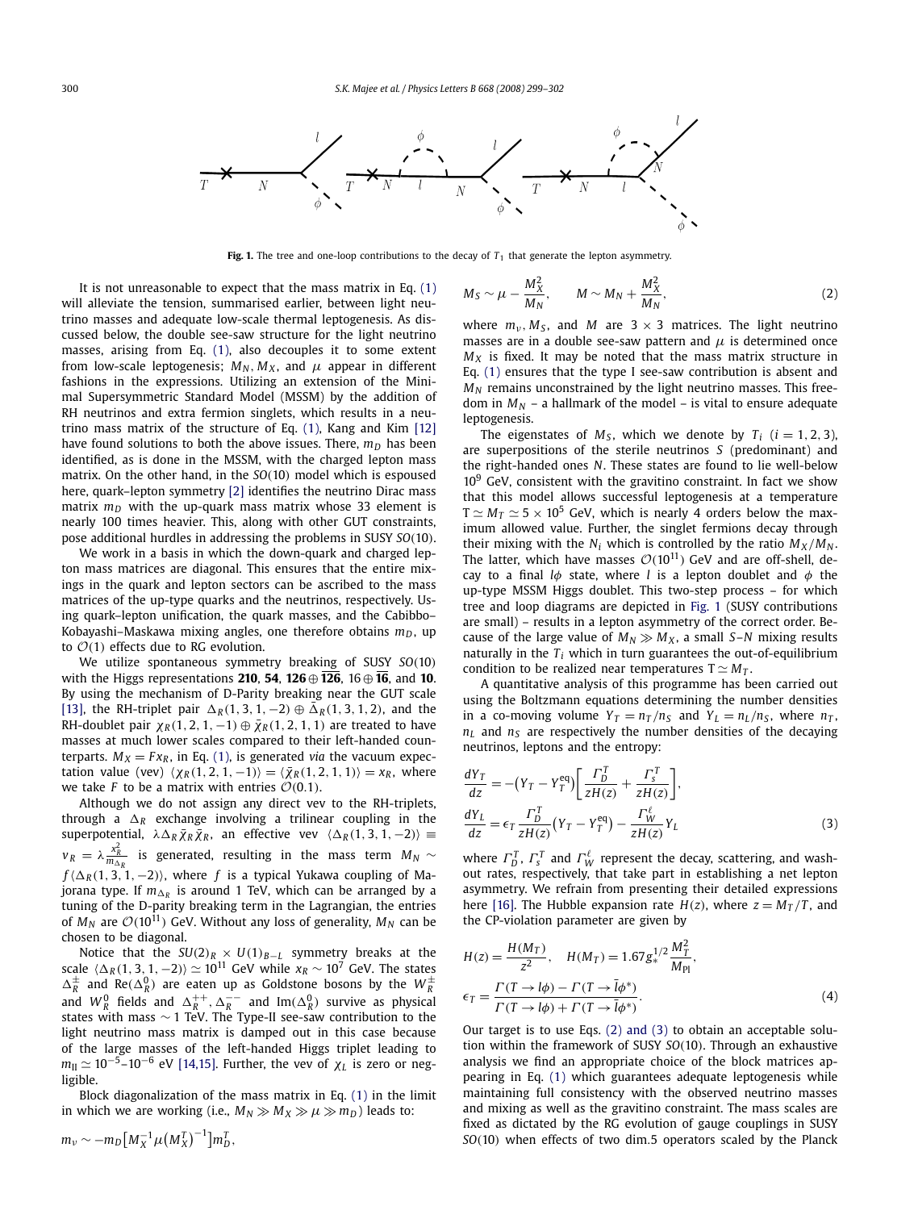**Fig. 1.** The tree and one-loop contributions to the decay of $T_1$ that generate the lepton asymmetry.

It is not unreasonable to expect that the mass matrix in Eq. (1) will alleviate the tension, summarised earlier, between light neutrino masses and adequate low-scale thermal leptogenesis. As discussed below, the double see-saw structure for the light neutrino masses, arising from Eq. (1), also decouples it to some extent from low-scale leptogenesis; $M_N, M_X$, and $\mu$ appear in different fashions in the expressions. Utilizing an extension of the Minimal Supersymmetric Standard Model (MSSM) by the addition of RH neutrinos and extra fermion singlets, which results in a neutrino mass matrix of the structure of Eq. (1), Kang and Kim [12] have found solutions to both the above issues. There, $m_D$ has been identified, as is done in the MSSM, with the charged lepton mass matrix. On the other hand, in the $SO(10)$ model which is espoused here, quark–lepton symmetry [2] identifies the neutrino Dirac mass matrix $m_D$ with the up-quark mass matrix whose 33 element is nearly 100 times heavier. This, along with other GUT constraints, pose additional hurdles in addressing the problems in SUSY $SO(10)$.

We work in a basis in which the down-quark and charged lepton mass matrices are diagonal. This ensures that the entire mixings in the quark and lepton sectors can be ascribed to the mass matrices of the up-type quarks and the neutrinos, respectively. Using quark–lepton unification, the quark masses, and the Cabibbo–Kobayashi–Maskawa mixing angles, one therefore obtains $m_D$, up to $\mathcal{O}(1)$ effects due to RG evolution.

We utilize spontaneous symmetry breaking of SUSY $SO(10)$ with the Higgs representations **210**, **54**, $\mathbf{126} \oplus \overline{\mathbf{126}}$, $16 \oplus \overline{\mathbf{16}}$, and **10**. By using the mechanism of D-Parity breaking near the GUT scale [13], the RH-triplet pair $\Delta_R(1,3,1,-2) \oplus \bar{\Delta}_R(1,3,1,2)$, and the RH-doublet pair $\chi_R(1,2,1,-1) \oplus \bar{\chi}_R(1,2,1,1)$ are treated to have masses at much lower scales compared to their left-handed counterparts. $M_X = F x_R$, in Eq. (1), is generated *via* the vacuum expectation value (vev) $\langle \chi_R(1,2,1,-1)\rangle = \langle \bar{\chi}_R(1,2,1,1)\rangle = x_R$, where we take $F$ to be a matrix with entries $\mathcal{O}(0.1)$.

Although we do not assign any direct vev to the RH-triplets, through a $\Delta_R$ exchange involving a trilinear coupling in the superpotential, $\lambda \Delta_R \bar{\chi}_R \bar{\chi}_R$, an effective vev $\langle \Delta_R(1,3,1,-2)\rangle \equiv v_R = \lambda \frac{x_R^2}{m_{\Delta_R}}$ is generated, resulting in the mass term $M_N \sim f\langle \Delta_R(1,3,1,-2)\rangle$, where $f$ is a typical Yukawa coupling of Majorana type. If $m_{\Delta_R}$ is around 1 TeV, which can be arranged by a tuning of the D-parity breaking term in the Lagrangian, the entries of $M_N$ are $\mathcal{O}(10^{11})$ GeV. Without any loss of generality, $M_N$ can be chosen to be diagonal.

Notice that the $SU(2)_R \times U(1)_{B-L}$ symmetry breaks at the scale $\langle \Delta_R(1,3,1,-2)\rangle \simeq 10^{11}$ GeV while $x_R \sim 10^7$ GeV. The states $\Delta_R^{\pm}$ and $\mathrm{Re}(\Delta_R^0)$ are eaten up as Goldstone bosons by the $W_R^{\pm}$ and $W_R^0$ fields and $\Delta_R^{++}, \Delta_R^{--}$ and $\mathrm{Im}(\Delta_R^0)$ survive as physical states with mass $\sim 1$ TeV. The Type-II see-saw contribution to the light neutrino mass matrix is damped out in this case because of the large masses of the left-handed Higgs triplet leading to $m_{\mathrm{II}} \simeq 10^{-5}$–$10^{-6}$ eV [14,15]. Further, the vev of $\chi_L$ is zero or negligible.

Block diagonalization of the mass matrix in Eq. (1) in the limit in which we are working (i.e., $M_N \gg M_X \gg \mu \gg m_D$) leads to:

$$m_\nu \sim -m_D \big[M_X^{-1} \mu \big(M_X^T\big)^{-1}\big] m_D^T,$$

$$M_S \sim \mu - \frac{M_X^2}{M_N}, \qquad M \sim M_N + \frac{M_X^2}{M_N}, \tag{2}$$

where $m_\nu, M_S$, and $M$ are $3 \times 3$ matrices. The light neutrino masses are in a double see-saw pattern and $\mu$ is determined once $M_X$ is fixed. It may be noted that the mass matrix structure in Eq. (1) ensures that the type I see-saw contribution is absent and $M_N$ remains unconstrained by the light neutrino masses. This freedom in $M_N$ – a hallmark of the model – is vital to ensure adequate leptogenesis.

The eigenstates of $M_S$, which we denote by $T_i$ $(i = 1,2,3)$, are superpositions of the sterile neutrinos $S$ (predominant) and the right-handed ones $N$. These states are found to lie well-below $10^9$ GeV, consistent with the gravitino constraint. In fact we show that this model allows successful leptogenesis at a temperature $\mathrm{T} \simeq M_T \simeq 5 \times 10^5$ GeV, which is nearly 4 orders below the maximum allowed value. Further, the singlet fermions decay through their mixing with the $N_i$ which is controlled by the ratio $M_X/M_N$. The latter, which have masses $\mathcal{O}(10^{11})$ GeV and are off-shell, decay to a final $l\phi$ state, where $l$ is a lepton doublet and $\phi$ the up-type MSSM Higgs doublet. This two-step process – for which tree and loop diagrams are depicted in Fig. 1 (SUSY contributions are small) – results in a lepton asymmetry of the correct order. Because of the large value of $M_N \gg M_X$, a small $S$–$N$ mixing results naturally in the $T_i$ which in turn guarantees the out-of-equilibrium condition to be realized near temperatures $\mathrm{T} \simeq M_T$.

A quantitative analysis of this programme has been carried out using the Boltzmann equations determining the number densities in a co-moving volume $Y_T = n_T/n_S$ and $Y_L = n_L/n_S$, where $n_T$, $n_L$ and $n_S$ are respectively the number densities of the decaying neutrinos, leptons and the entropy:

$$\frac{dY_T}{dz} = -\big(Y_T - Y_T^{\mathrm{eq}}\big)\left[\frac{\Gamma_D^T}{zH(z)} + \frac{\Gamma_s^T}{zH(z)}\right],$$

$$\frac{dY_L}{dz} = \epsilon_T \frac{\Gamma_D^T}{zH(z)}\big(Y_T - Y_T^{\mathrm{eq}}\big) - \frac{\Gamma_W^\ell}{zH(z)} Y_L \tag{3}$$

where $\Gamma_D^T$, $\Gamma_s^T$ and $\Gamma_W^\ell$ represent the decay, scattering, and washout rates, respectively, that take part in establishing a net lepton asymmetry. We refrain from presenting their detailed expressions here [16]. The Hubble expansion rate $H(z)$, where $z = M_T/T$, and the CP-violation parameter are given by

$$H(z) = \frac{H(M_T)}{z^2}, \quad H(M_T) = 1.67 g_*^{1/2} \frac{M_T^2}{M_{\mathrm{Pl}}},$$

$$\epsilon_T = \frac{\Gamma(T \to l\phi) - \Gamma(T \to \bar{l}\phi^*)}{\Gamma(T \to l\phi) + \Gamma(T \to \bar{l}\phi^*)}. \tag{4}$$

Our target is to use Eqs. (2) and (3) to obtain an acceptable solution within the framework of SUSY $SO(10)$. Through an exhaustive analysis we find an appropriate choice of the block matrices appearing in Eq. (1) which guarantees adequate leptogenesis while maintaining full consistency with the observed neutrino masses and mixing as well as the gravitino constraint. The mass scales are fixed as dictated by the RG evolution of gauge couplings in SUSY $SO(10)$ when effects of two dim.5 operators scaled by the Planck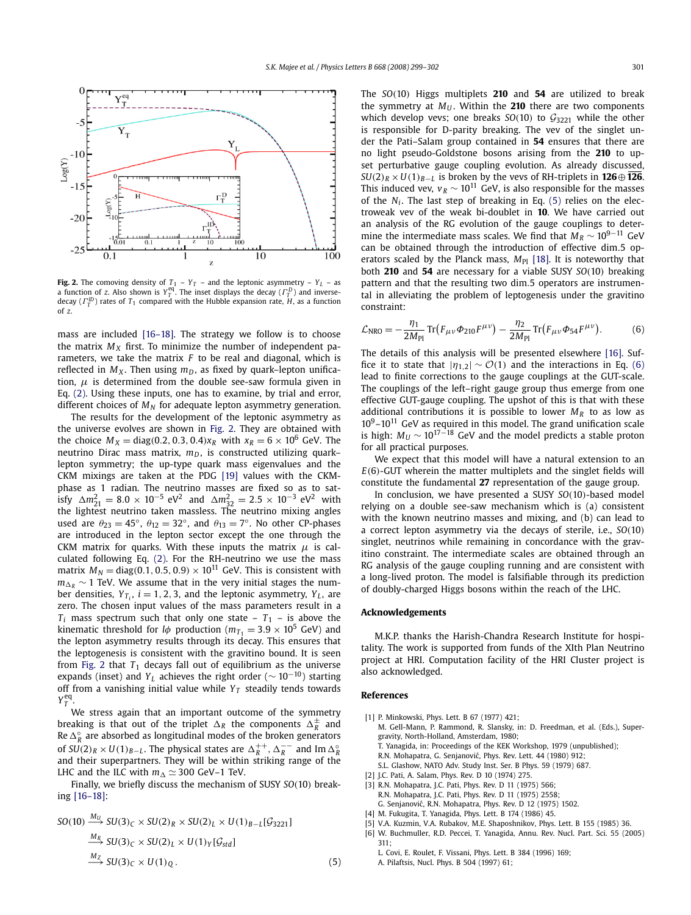**Fig. 2.** The comoving density of $T_1$ – $Y_T$ – and the leptonic asymmetry – $Y_L$ – as a function of $z$. Also shown is $Y_T^{\rm eq}$. The inset displays the decay ($\Gamma_T^D$) and inverse-decay ($\Gamma_T^{ID}$) rates of $T_1$ compared with the Hubble expansion rate, $H$, as a function of $z$.

mass are included [16–18]. The strategy we follow is to choose the matrix $M_X$ first. To minimize the number of independent parameters, we take the matrix $F$ to be real and diagonal, which is reflected in $M_X$. Then using $m_D$, as fixed by quark–lepton unification, $\mu$ is determined from the double see-saw formula given in Eq. (2). Using these inputs, one has to examine, by trial and error, different choices of $M_N$ for adequate lepton asymmetry generation.

The results for the development of the leptonic asymmetry as the universe evolves are shown in Fig. 2. They are obtained with the choice $M_X = \text{diag}(0.2, 0.3, 0.4)x_R$ with $x_R = 6 \times 10^6$ GeV. The neutrino Dirac mass matrix, $m_D$, is constructed utilizing quark–lepton symmetry; the up-type quark mass eigenvalues and the CKM mixings are taken at the PDG [19] values with the CKM-phase as 1 radian. The neutrino masses are fixed so as to satisfy $\Delta m^2_{21} = 8.0 \times 10^{-5}$ eV$^2$ and $\Delta m^2_{32} = 2.5 \times 10^{-3}$ eV$^2$ with the lightest neutrino taken massless. The neutrino mixing angles used are $\theta_{23} = 45^\circ$, $\theta_{12} = 32^\circ$, and $\theta_{13} = 7^\circ$. No other CP-phases are introduced in the lepton sector except the one through the CKM matrix for quarks. With these inputs the matrix $\mu$ is calculated following Eq. (2). For the RH-neutrino we use the mass matrix $M_N = \text{diag}(0.1, 0.5, 0.9) \times 10^{11}$ GeV. This is consistent with $m_{\Delta_R} \sim 1$ TeV. We assume that in the very initial stages the number densities, $Y_{T_i}$, $i = 1, 2, 3$, and the leptonic asymmetry, $Y_L$, are zero. The chosen input values of the mass parameters result in a $T_i$ mass spectrum such that only one state – $T_1$ – is above the kinematic threshold for $l\phi$ production ($m_{T_1} = 3.9 \times 10^5$ GeV) and the lepton asymmetry results through its decay. This ensures that the leptogenesis is consistent with the gravitino bound. It is seen from Fig. 2 that $T_1$ decays fall out of equilibrium as the universe expands (inset) and $Y_L$ achieves the right order ($\sim 10^{-10}$) starting off from a vanishing initial value while $Y_T$ steadily tends towards $Y_T^{\rm eq}$.

We stress again that an important outcome of the symmetry breaking is that out of the triplet $\Delta_R$ the components $\Delta_R^\pm$ and $\text{Re}\,\Delta_R^\circ$ are absorbed as longitudinal modes of the broken generators of $SU(2)_R \times U(1)_{B-L}$. The physical states are $\Delta_R^{++}, \Delta_R^{--}$ and $\text{Im}\,\Delta_R^\circ$ and their superpartners. They will be within striking range of the LHC and the ILC with $m_\Delta \simeq 300$ GeV–1 TeV.

Finally, we briefly discuss the mechanism of SUSY $SO(10)$ breaking [16–18]:

$$SO(10) \xrightarrow{M_U} SU(3)_C \times SU(2)_R \times SU(2)_L \times U(1)_{B-L}[\mathcal{G}_{3221}]$$
$$\xrightarrow{M_R} SU(3)_C \times SU(2)_L \times U(1)_Y[\mathcal{G}_{std}]$$
$$\xrightarrow{M_Z} SU(3)_C \times U(1)_Q. \tag{5}$$

The $SO(10)$ Higgs multiplets **210** and **54** are utilized to break the symmetry at $M_U$. Within the **210** there are two components which develop vevs; one breaks $SO(10)$ to $\mathcal{G}_{3221}$ while the other is responsible for D-parity breaking. The vev of the singlet under the Pati–Salam group contained in **54** ensures that there are no light pseudo-Goldstone bosons arising from the **210** to upset perturbative gauge coupling evolution. As already discussed, $SU(2)_R \times U(1)_{B-L}$ is broken by the vevs of RH-triplets in $\mathbf{126} \oplus \overline{\mathbf{126}}$. This induced vev, $v_R \sim 10^{11}$ GeV, is also responsible for the masses of the $N_i$. The last step of breaking in Eq. (5) relies on the electroweak vev of the weak bi-doublet in **10**. We have carried out an analysis of the RG evolution of the gauge couplings to determine the intermediate mass scales. We find that $M_R \sim 10^{9-11}$ GeV can be obtained through the introduction of effective dim.5 operators scaled by the Planck mass, $M_{\rm Pl}$ [18]. It is noteworthy that both **210** and **54** are necessary for a viable SUSY $SO(10)$ breaking pattern and that the resulting two dim.5 operators are instrumental in alleviating the problem of leptogenesis under the gravitino constraint:

$$\mathcal{L}_{\rm NRO} = -\frac{\eta_1}{2M_{\rm Pl}} \text{Tr}\left(F_{\mu\nu}\Phi_{210}F^{\mu\nu}\right) - \frac{\eta_2}{2M_{\rm Pl}} \text{Tr}\left(F_{\mu\nu}\Phi_{54}F^{\mu\nu}\right). \tag{6}$$

The details of this analysis will be presented elsewhere [16]. Suffice it to state that $|\eta_{1,2}| \sim \mathcal{O}(1)$ and the interactions in Eq. (6) lead to finite corrections to the gauge couplings at the GUT-scale. The couplings of the left–right gauge group thus emerge from one effective GUT-gauge coupling. The upshot of this is that with these additional contributions it is possible to lower $M_R$ to as low as $10^9$–$10^{11}$ GeV as required in this model. The grand unification scale is high: $M_U \sim 10^{17-18}$ GeV and the model predicts a stable proton for all practical purposes.

We expect that this model will have a natural extension to an $E(6)$-GUT wherein the matter multiplets and the singlet fields will constitute the fundamental **27** representation of the gauge group.

In conclusion, we have presented a SUSY $SO(10)$-based model relying on a double see-saw mechanism which is (a) consistent with the known neutrino masses and mixing, and (b) can lead to a correct lepton asymmetry via the decays of sterile, i.e., $SO(10)$ singlet, neutrinos while remaining in concordance with the gravitino constraint. The intermediate scales are obtained through an RG analysis of the gauge coupling running and are consistent with a long-lived proton. The model is falsifiable through its prediction of doubly-charged Higgs bosons within the reach of the LHC.

## Acknowledgements

M.K.P. thanks the Harish-Chandra Research Institute for hospitality. The work is supported from funds of the XIth Plan Neutrino project at HRI. Computation facility of the HRI Cluster project is also acknowledged.

## References

[1] P. Minkowski, Phys. Lett. B 67 (1977) 421;
M. Gell-Mann, P. Rammond, R. Slansky, in: D. Freedman, et al. (Eds.), Supergravity, North-Holland, Amsterdam, 1980;
T. Yanagida, in: Proceedings of the KEK Workshop, 1979 (unpublished);
R.N. Mohapatra, G. Senjanović, Phys. Rev. Lett. 44 (1980) 912;
S.L. Glashow, NATO Adv. Study Inst. Ser. B Phys. 59 (1979) 687.

[2] J.C. Pati, A. Salam, Phys. Rev. D 10 (1974) 275.

[3] R.N. Mohapatra, J.C. Pati, Phys. Rev. D 11 (1975) 566;
R.N. Mohapatra, J.C. Pati, Phys. Rev. D 11 (1975) 2558;
G. Senjanović, R.N. Mohapatra, Phys. Rev. D 12 (1975) 1502.

[4] M. Fukugita, T. Yanagida, Phys. Lett. B 174 (1986) 45.

[5] V.A. Kuzmin, V.A. Rubakov, M.E. Shaposhnikov, Phys. Lett. B 155 (1985) 36.

[6] W. Buchmuller, R.D. Peccei, T. Yanagida, Annu. Rev. Nucl. Part. Sci. 55 (2005) 311;
L. Covi, E. Roulet, F. Vissani, Phys. Lett. B 384 (1996) 169;
A. Pilaftsis, Nucl. Phys. B 504 (1997) 61;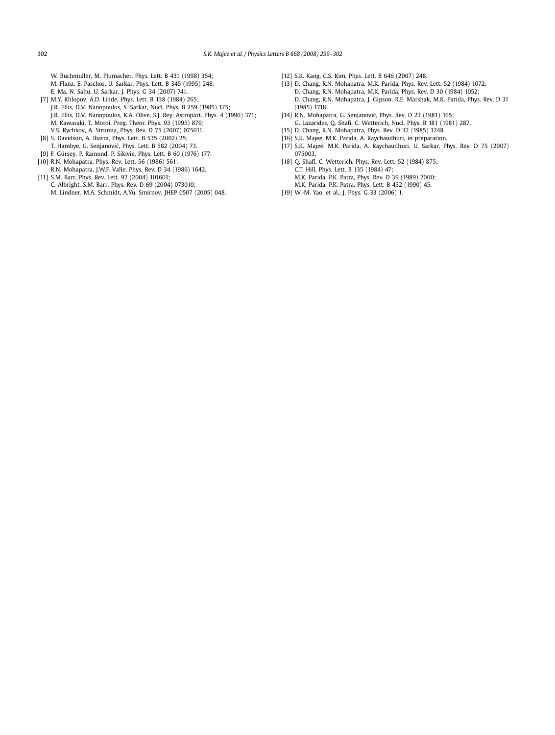W. Buchmuller, M. Plumacher, Phys. Lett. B 431 (1998) 354;
M. Flanz, E. Paschos, U. Sarkar, Phys. Lett. B 345 (1995) 248;
E. Ma, N. Sahu, U. Sarkar, J. Phys. G 34 (2007) 741.

[7] M.Y. Khlopov, A.D. Linde, Phys. Lett. B 138 (1984) 265;
J.R. Ellis, D.V. Nanopoulos, S. Sarkar, Nucl. Phys. B 259 (1985) 175;
J.R. Ellis, D.V. Nanopoulos, K.A. Olive, S.J. Rey, Astropart. Phys. 4 (1996) 371;
M. Kawasaki, T. Moroi, Prog. Theor. Phys. 93 (1995) 879;
V.S. Rychkov, A. Strumia, Phys. Rev. D 75 (2007) 075011.

[8] S. Davidson, A. Ibarra, Phys. Lett. B 535 (2002) 25;
T. Hambye, G. Senjanović, Phys. Lett. B 582 (2004) 73.

[9] F. Gürsey, P. Ramond, P. Sikivie, Phys. Lett. B 60 (1976) 177.

[10] R.N. Mohapatra, Phys. Rev. Lett. 56 (1986) 561;
R.N. Mohapatra, J.W.F. Valle, Phys. Rev. D 34 (1986) 1642.

[11] S.M. Barr, Phys. Rev. Lett. 92 (2004) 101601;
C. Albright, S.M. Barr, Phys. Rev. D 69 (2004) 073010;
M. Lindner, M.A. Schmidt, A.Yu. Smirnov, JHEP 0507 (2005) 048.

[12] S.K. Kang, C.S. Kim, Phys. Lett. B 646 (2007) 248.

[13] D. Chang, R.N. Mohapatra, M.K. Parida, Phys. Rev. Lett. 52 (1984) 1072;
D. Chang, R.N. Mohapatra, M.K. Parida, Phys. Rev. D 30 (1984) 1052;
D. Chang, R.N. Mohapatra, J. Gipson, R.E. Marshak, M.K. Parida, Phys. Rev. D 31 (1985) 1718.

[14] R.N. Mohapatra, G. Senjanović, Phys. Rev. D 23 (1981) 165;
G. Lazarides, Q. Shafi, C. Wetterich, Nucl. Phys. B 181 (1981) 287.

[15] D. Chang, R.N. Mohapatra, Phys. Rev. D 32 (1985) 1248.

[16] S.K. Majee, M.K. Parida, A. Raychaudhuri, in preparation.

[17] S.K. Majee, M.K. Parida, A. Raychaudhuri, U. Sarkar, Phys. Rev. D 75 (2007) 075003.

[18] Q. Shafi, C. Wetterich, Phys. Rev. Lett. 52 (1984) 875;
C.T. Hill, Phys. Lett. B 135 (1984) 47;
M.K. Parida, P.K. Patra, Phys. Rev. D 39 (1989) 2000;
M.K. Parida, P.K. Patra, Phys. Lett. B 432 (1990) 45.

[19] W.-M. Yao, et al., J. Phys. G 33 (2006) 1.